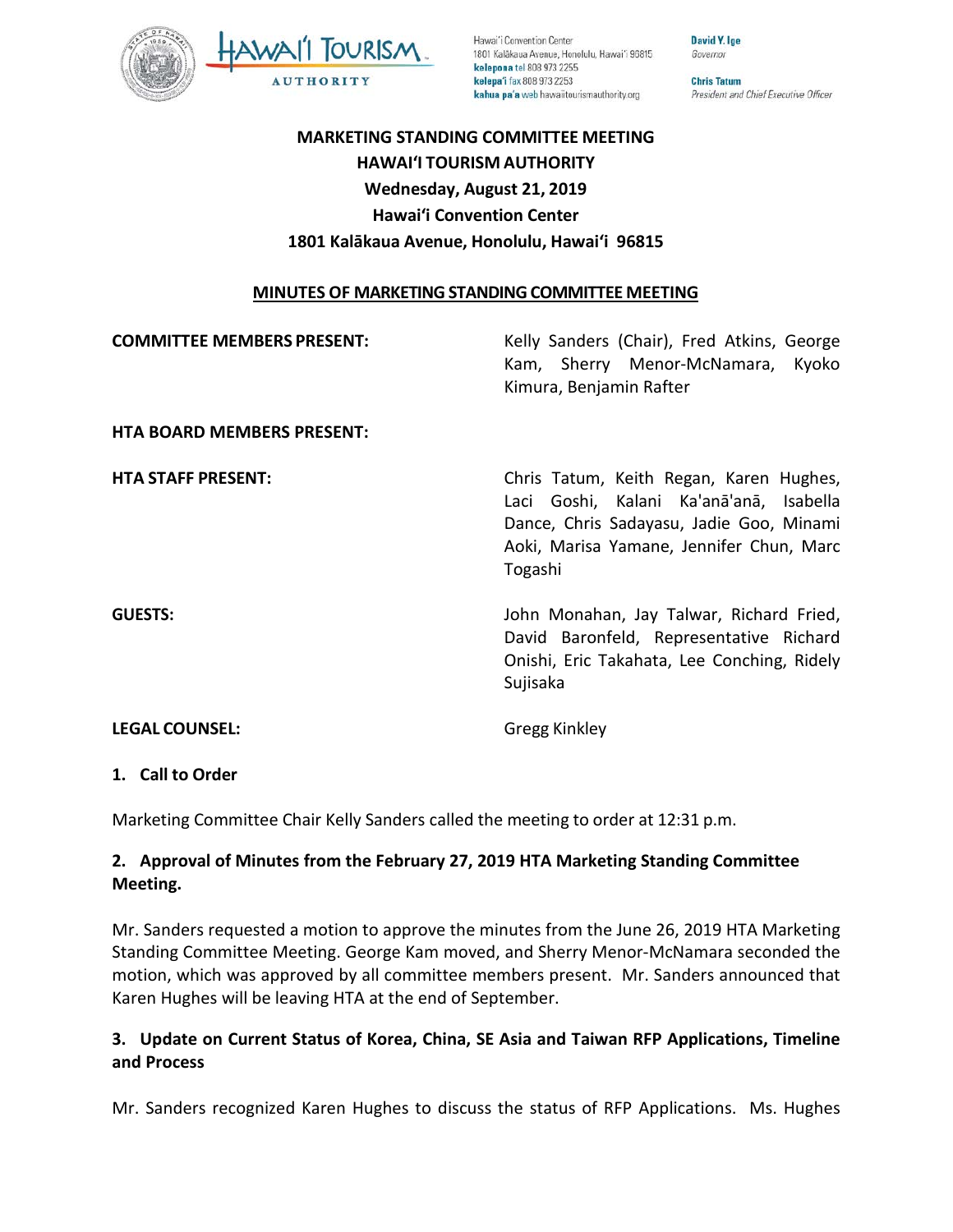**MARKETING STANDING COMMITTEE MEETING**
**HAWAIʻI TOURISM AUTHORITY**
**Wednesday, August 21, 2019**
**Hawaiʻi Convention Center**
**1801 Kalākaua Avenue, Honolulu, Hawaiʻi 96815**

**MINUTES OF MARKETING STANDING COMMITTEE MEETING**

| | |
|---|---|
| **COMMITTEE MEMBERS PRESENT:** | Kelly Sanders (Chair), Fred Atkins, George Kam, Sherry Menor-McNamara, Kyoko Kimura, Benjamin Rafter |
| **HTA BOARD MEMBERS PRESENT:** | |
| **HTA STAFF PRESENT:** | Chris Tatum, Keith Regan, Karen Hughes, Laci Goshi, Kalani Ka'anā'anā, Isabella Dance, Chris Sadayasu, Jadie Goo, Minami Aoki, Marisa Yamane, Jennifer Chun, Marc Togashi |
| **GUESTS:** | John Monahan, Jay Talwar, Richard Fried, David Baronfeld, Representative Richard Onishi, Eric Takahata, Lee Conching, Ridely Sujisaka |
| **LEGAL COUNSEL:** | Gregg Kinkley |

## 1. Call to Order

Marketing Committee Chair Kelly Sanders called the meeting to order at 12:31 p.m.

## 2. Approval of Minutes from the February 27, 2019 HTA Marketing Standing Committee Meeting.

Mr. Sanders requested a motion to approve the minutes from the June 26, 2019 HTA Marketing Standing Committee Meeting. George Kam moved, and Sherry Menor-McNamara seconded the motion, which was approved by all committee members present. Mr. Sanders announced that Karen Hughes will be leaving HTA at the end of September.

## 3. Update on Current Status of Korea, China, SE Asia and Taiwan RFP Applications, Timeline and Process

Mr. Sanders recognized Karen Hughes to discuss the status of RFP Applications. Ms. Hughes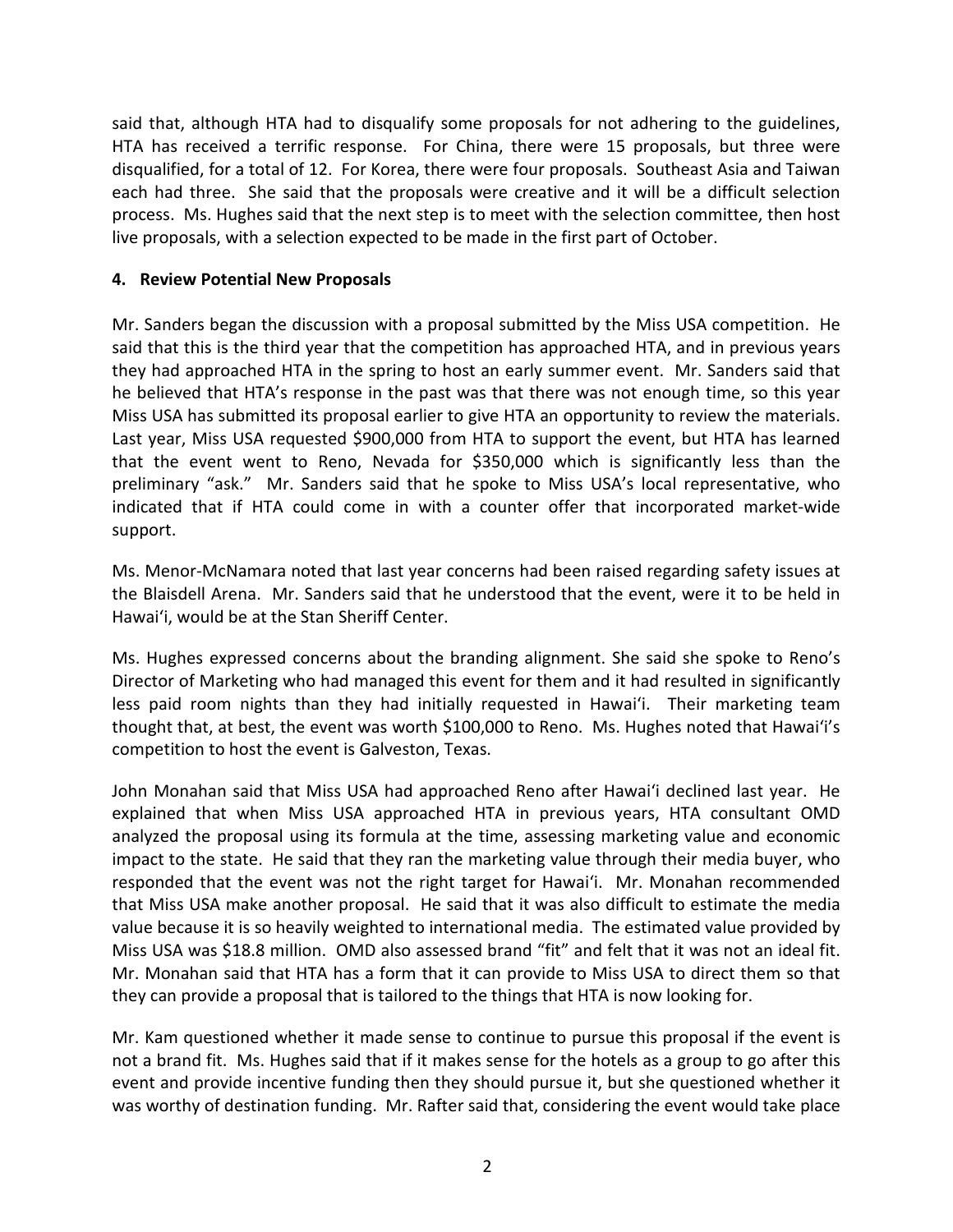said that, although HTA had to disqualify some proposals for not adhering to the guidelines, HTA has received a terrific response. For China, there were 15 proposals, but three were disqualified, for a total of 12. For Korea, there were four proposals. Southeast Asia and Taiwan each had three. She said that the proposals were creative and it will be a difficult selection process. Ms. Hughes said that the next step is to meet with the selection committee, then host live proposals, with a selection expected to be made in the first part of October.

**4. Review Potential New Proposals**

Mr. Sanders began the discussion with a proposal submitted by the Miss USA competition. He said that this is the third year that the competition has approached HTA, and in previous years they had approached HTA in the spring to host an early summer event. Mr. Sanders said that he believed that HTA's response in the past was that there was not enough time, so this year Miss USA has submitted its proposal earlier to give HTA an opportunity to review the materials. Last year, Miss USA requested $900,000 from HTA to support the event, but HTA has learned that the event went to Reno, Nevada for $350,000 which is significantly less than the preliminary "ask." Mr. Sanders said that he spoke to Miss USA's local representative, who indicated that if HTA could come in with a counter offer that incorporated market-wide support.

Ms. Menor-McNamara noted that last year concerns had been raised regarding safety issues at the Blaisdell Arena. Mr. Sanders said that he understood that the event, were it to be held in Hawai'i, would be at the Stan Sheriff Center.

Ms. Hughes expressed concerns about the branding alignment. She said she spoke to Reno's Director of Marketing who had managed this event for them and it had resulted in significantly less paid room nights than they had initially requested in Hawai'i. Their marketing team thought that, at best, the event was worth $100,000 to Reno. Ms. Hughes noted that Hawai'i's competition to host the event is Galveston, Texas.

John Monahan said that Miss USA had approached Reno after Hawai'i declined last year. He explained that when Miss USA approached HTA in previous years, HTA consultant OMD analyzed the proposal using its formula at the time, assessing marketing value and economic impact to the state. He said that they ran the marketing value through their media buyer, who responded that the event was not the right target for Hawai'i. Mr. Monahan recommended that Miss USA make another proposal. He said that it was also difficult to estimate the media value because it is so heavily weighted to international media. The estimated value provided by Miss USA was $18.8 million. OMD also assessed brand "fit" and felt that it was not an ideal fit. Mr. Monahan said that HTA has a form that it can provide to Miss USA to direct them so that they can provide a proposal that is tailored to the things that HTA is now looking for.

Mr. Kam questioned whether it made sense to continue to pursue this proposal if the event is not a brand fit. Ms. Hughes said that if it makes sense for the hotels as a group to go after this event and provide incentive funding then they should pursue it, but she questioned whether it was worthy of destination funding. Mr. Rafter said that, considering the event would take place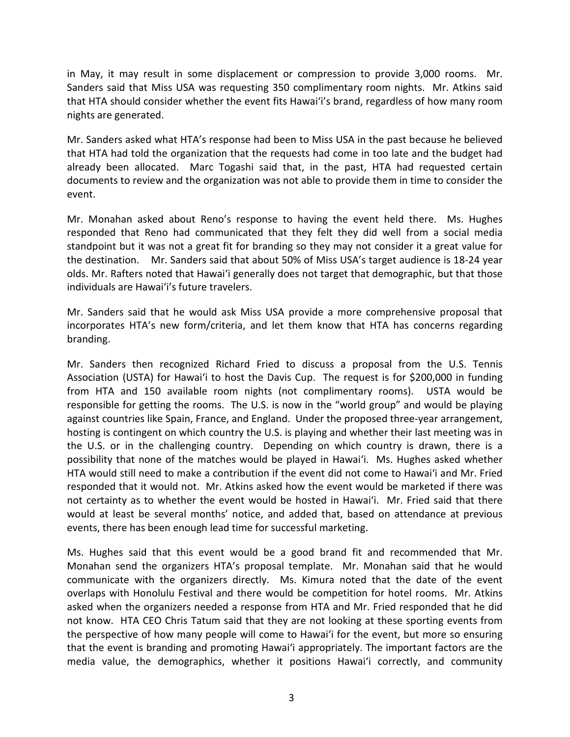in May, it may result in some displacement or compression to provide 3,000 rooms. Mr. Sanders said that Miss USA was requesting 350 complimentary room nights. Mr. Atkins said that HTA should consider whether the event fits Hawaiʻi's brand, regardless of how many room nights are generated.

Mr. Sanders asked what HTA's response had been to Miss USA in the past because he believed that HTA had told the organization that the requests had come in too late and the budget had already been allocated. Marc Togashi said that, in the past, HTA had requested certain documents to review and the organization was not able to provide them in time to consider the event.

Mr. Monahan asked about Reno's response to having the event held there. Ms. Hughes responded that Reno had communicated that they felt they did well from a social media standpoint but it was not a great fit for branding so they may not consider it a great value for the destination. Mr. Sanders said that about 50% of Miss USA's target audience is 18-24 year olds. Mr. Rafters noted that Hawaiʻi generally does not target that demographic, but that those individuals are Hawaiʻi's future travelers.

Mr. Sanders said that he would ask Miss USA provide a more comprehensive proposal that incorporates HTA's new form/criteria, and let them know that HTA has concerns regarding branding.

Mr. Sanders then recognized Richard Fried to discuss a proposal from the U.S. Tennis Association (USTA) for Hawaiʻi to host the Davis Cup. The request is for $200,000 in funding from HTA and 150 available room nights (not complimentary rooms). USTA would be responsible for getting the rooms. The U.S. is now in the "world group" and would be playing against countries like Spain, France, and England. Under the proposed three-year arrangement, hosting is contingent on which country the U.S. is playing and whether their last meeting was in the U.S. or in the challenging country. Depending on which country is drawn, there is a possibility that none of the matches would be played in Hawaiʻi. Ms. Hughes asked whether HTA would still need to make a contribution if the event did not come to Hawaiʻi and Mr. Fried responded that it would not. Mr. Atkins asked how the event would be marketed if there was not certainty as to whether the event would be hosted in Hawaiʻi. Mr. Fried said that there would at least be several months' notice, and added that, based on attendance at previous events, there has been enough lead time for successful marketing.

Ms. Hughes said that this event would be a good brand fit and recommended that Mr. Monahan send the organizers HTA's proposal template. Mr. Monahan said that he would communicate with the organizers directly. Ms. Kimura noted that the date of the event overlaps with Honolulu Festival and there would be competition for hotel rooms. Mr. Atkins asked when the organizers needed a response from HTA and Mr. Fried responded that he did not know. HTA CEO Chris Tatum said that they are not looking at these sporting events from the perspective of how many people will come to Hawaiʻi for the event, but more so ensuring that the event is branding and promoting Hawaiʻi appropriately. The important factors are the media value, the demographics, whether it positions Hawaiʻi correctly, and community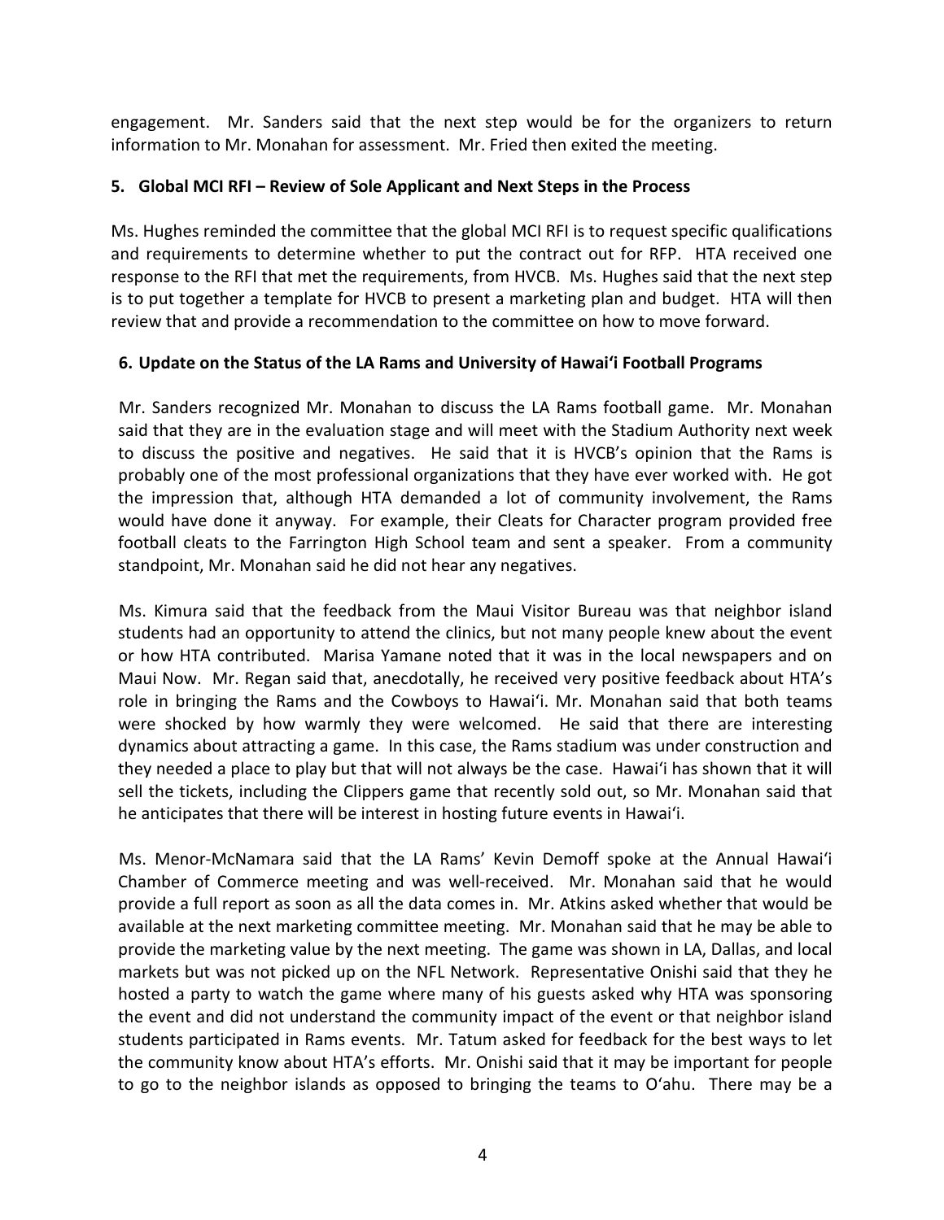engagement. Mr. Sanders said that the next step would be for the organizers to return information to Mr. Monahan for assessment. Mr. Fried then exited the meeting.

**5. Global MCI RFI – Review of Sole Applicant and Next Steps in the Process**

Ms. Hughes reminded the committee that the global MCI RFI is to request specific qualifications and requirements to determine whether to put the contract out for RFP. HTA received one response to the RFI that met the requirements, from HVCB. Ms. Hughes said that the next step is to put together a template for HVCB to present a marketing plan and budget. HTA will then review that and provide a recommendation to the committee on how to move forward.

**6. Update on the Status of the LA Rams and University of Hawaiʻi Football Programs**

Mr. Sanders recognized Mr. Monahan to discuss the LA Rams football game. Mr. Monahan said that they are in the evaluation stage and will meet with the Stadium Authority next week to discuss the positive and negatives. He said that it is HVCB's opinion that the Rams is probably one of the most professional organizations that they have ever worked with. He got the impression that, although HTA demanded a lot of community involvement, the Rams would have done it anyway. For example, their Cleats for Character program provided free football cleats to the Farrington High School team and sent a speaker. From a community standpoint, Mr. Monahan said he did not hear any negatives.

Ms. Kimura said that the feedback from the Maui Visitor Bureau was that neighbor island students had an opportunity to attend the clinics, but not many people knew about the event or how HTA contributed. Marisa Yamane noted that it was in the local newspapers and on Maui Now. Mr. Regan said that, anecdotally, he received very positive feedback about HTA's role in bringing the Rams and the Cowboys to Hawaiʻi. Mr. Monahan said that both teams were shocked by how warmly they were welcomed. He said that there are interesting dynamics about attracting a game. In this case, the Rams stadium was under construction and they needed a place to play but that will not always be the case. Hawaiʻi has shown that it will sell the tickets, including the Clippers game that recently sold out, so Mr. Monahan said that he anticipates that there will be interest in hosting future events in Hawaiʻi.

Ms. Menor-McNamara said that the LA Rams' Kevin Demoff spoke at the Annual Hawaiʻi Chamber of Commerce meeting and was well-received. Mr. Monahan said that he would provide a full report as soon as all the data comes in. Mr. Atkins asked whether that would be available at the next marketing committee meeting. Mr. Monahan said that he may be able to provide the marketing value by the next meeting. The game was shown in LA, Dallas, and local markets but was not picked up on the NFL Network. Representative Onishi said that they he hosted a party to watch the game where many of his guests asked why HTA was sponsoring the event and did not understand the community impact of the event or that neighbor island students participated in Rams events. Mr. Tatum asked for feedback for the best ways to let the community know about HTA's efforts. Mr. Onishi said that it may be important for people to go to the neighbor islands as opposed to bringing the teams to Oʻahu. There may be a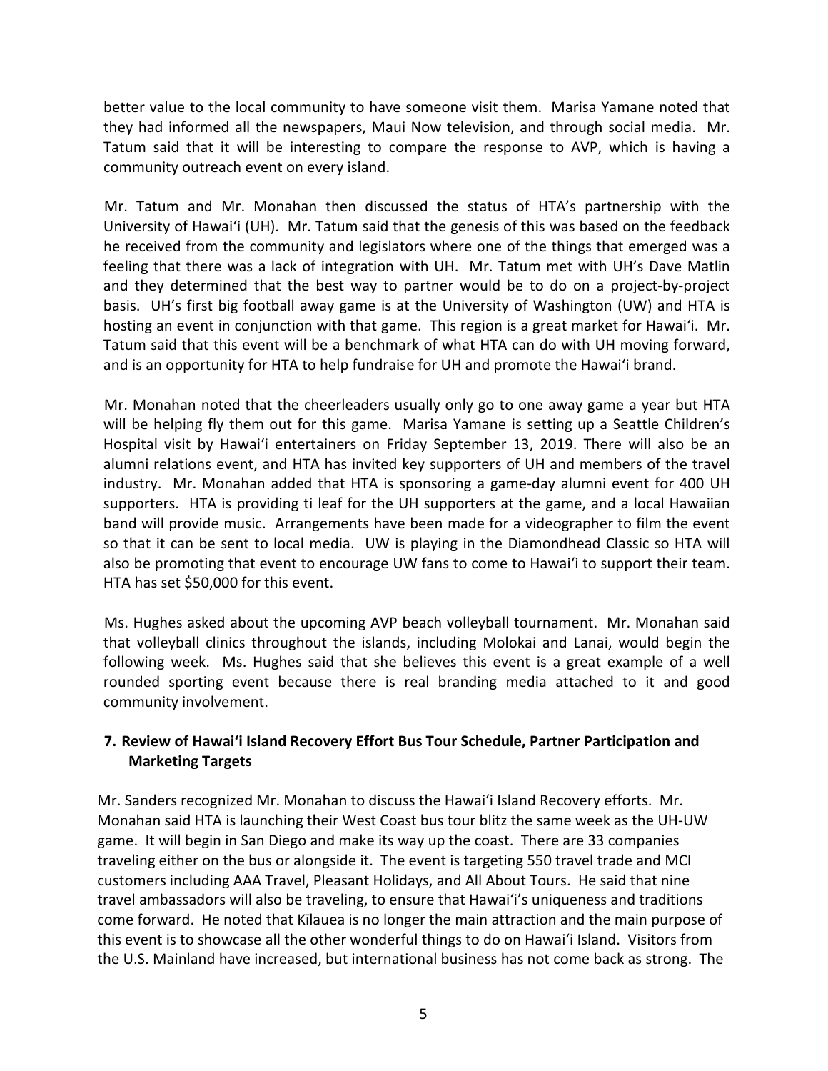better value to the local community to have someone visit them. Marisa Yamane noted that they had informed all the newspapers, Maui Now television, and through social media. Mr. Tatum said that it will be interesting to compare the response to AVP, which is having a community outreach event on every island.

Mr. Tatum and Mr. Monahan then discussed the status of HTA's partnership with the University of Hawaiʻi (UH). Mr. Tatum said that the genesis of this was based on the feedback he received from the community and legislators where one of the things that emerged was a feeling that there was a lack of integration with UH. Mr. Tatum met with UH's Dave Matlin and they determined that the best way to partner would be to do on a project-by-project basis. UH's first big football away game is at the University of Washington (UW) and HTA is hosting an event in conjunction with that game. This region is a great market for Hawaiʻi. Mr. Tatum said that this event will be a benchmark of what HTA can do with UH moving forward, and is an opportunity for HTA to help fundraise for UH and promote the Hawaiʻi brand.

Mr. Monahan noted that the cheerleaders usually only go to one away game a year but HTA will be helping fly them out for this game. Marisa Yamane is setting up a Seattle Children's Hospital visit by Hawaiʻi entertainers on Friday September 13, 2019. There will also be an alumni relations event, and HTA has invited key supporters of UH and members of the travel industry. Mr. Monahan added that HTA is sponsoring a game-day alumni event for 400 UH supporters. HTA is providing ti leaf for the UH supporters at the game, and a local Hawaiian band will provide music. Arrangements have been made for a videographer to film the event so that it can be sent to local media. UW is playing in the Diamondhead Classic so HTA will also be promoting that event to encourage UW fans to come to Hawaiʻi to support their team. HTA has set $50,000 for this event.

Ms. Hughes asked about the upcoming AVP beach volleyball tournament. Mr. Monahan said that volleyball clinics throughout the islands, including Molokai and Lanai, would begin the following week. Ms. Hughes said that she believes this event is a great example of a well rounded sporting event because there is real branding media attached to it and good community involvement.

## 7. Review of Hawaiʻi Island Recovery Effort Bus Tour Schedule, Partner Participation and Marketing Targets

Mr. Sanders recognized Mr. Monahan to discuss the Hawaiʻi Island Recovery efforts. Mr. Monahan said HTA is launching their West Coast bus tour blitz the same week as the UH-UW game. It will begin in San Diego and make its way up the coast. There are 33 companies traveling either on the bus or alongside it. The event is targeting 550 travel trade and MCI customers including AAA Travel, Pleasant Holidays, and All About Tours. He said that nine travel ambassadors will also be traveling, to ensure that Hawaiʻi's uniqueness and traditions come forward. He noted that Kīlauea is no longer the main attraction and the main purpose of this event is to showcase all the other wonderful things to do on Hawaiʻi Island. Visitors from the U.S. Mainland have increased, but international business has not come back as strong. The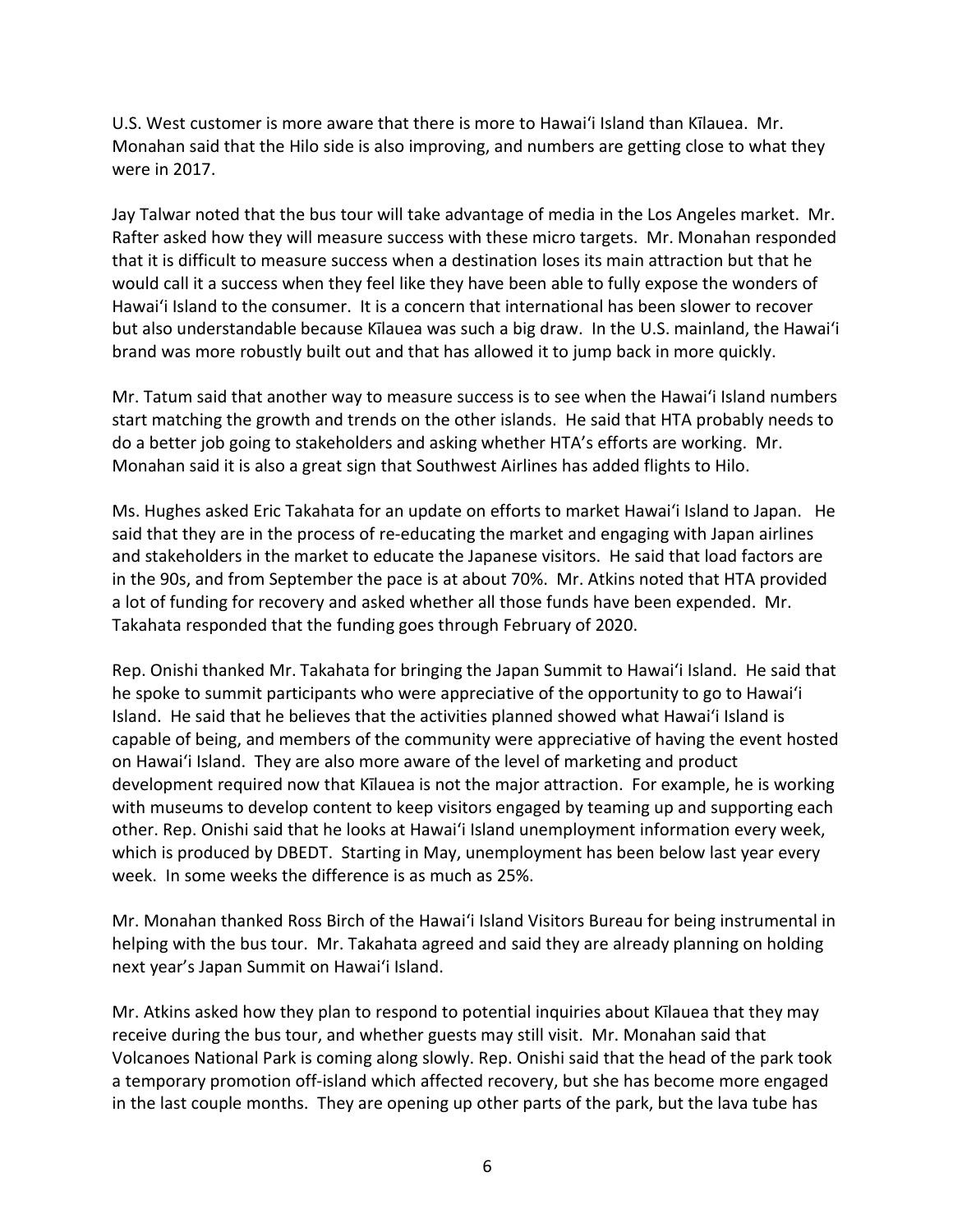U.S. West customer is more aware that there is more to Hawaiʻi Island than Kīlauea. Mr. Monahan said that the Hilo side is also improving, and numbers are getting close to what they were in 2017.

Jay Talwar noted that the bus tour will take advantage of media in the Los Angeles market. Mr. Rafter asked how they will measure success with these micro targets. Mr. Monahan responded that it is difficult to measure success when a destination loses its main attraction but that he would call it a success when they feel like they have been able to fully expose the wonders of Hawaiʻi Island to the consumer. It is a concern that international has been slower to recover but also understandable because Kīlauea was such a big draw. In the U.S. mainland, the Hawaiʻi brand was more robustly built out and that has allowed it to jump back in more quickly.

Mr. Tatum said that another way to measure success is to see when the Hawaiʻi Island numbers start matching the growth and trends on the other islands. He said that HTA probably needs to do a better job going to stakeholders and asking whether HTA's efforts are working. Mr. Monahan said it is also a great sign that Southwest Airlines has added flights to Hilo.

Ms. Hughes asked Eric Takahata for an update on efforts to market Hawaiʻi Island to Japan. He said that they are in the process of re-educating the market and engaging with Japan airlines and stakeholders in the market to educate the Japanese visitors. He said that load factors are in the 90s, and from September the pace is at about 70%. Mr. Atkins noted that HTA provided a lot of funding for recovery and asked whether all those funds have been expended. Mr. Takahata responded that the funding goes through February of 2020.

Rep. Onishi thanked Mr. Takahata for bringing the Japan Summit to Hawaiʻi Island. He said that he spoke to summit participants who were appreciative of the opportunity to go to Hawaiʻi Island. He said that he believes that the activities planned showed what Hawaiʻi Island is capable of being, and members of the community were appreciative of having the event hosted on Hawaiʻi Island. They are also more aware of the level of marketing and product development required now that Kīlauea is not the major attraction. For example, he is working with museums to develop content to keep visitors engaged by teaming up and supporting each other. Rep. Onishi said that he looks at Hawaiʻi Island unemployment information every week, which is produced by DBEDT. Starting in May, unemployment has been below last year every week. In some weeks the difference is as much as 25%.

Mr. Monahan thanked Ross Birch of the Hawaiʻi Island Visitors Bureau for being instrumental in helping with the bus tour. Mr. Takahata agreed and said they are already planning on holding next year's Japan Summit on Hawaiʻi Island.

Mr. Atkins asked how they plan to respond to potential inquiries about Kīlauea that they may receive during the bus tour, and whether guests may still visit. Mr. Monahan said that Volcanoes National Park is coming along slowly. Rep. Onishi said that the head of the park took a temporary promotion off-island which affected recovery, but she has become more engaged in the last couple months. They are opening up other parts of the park, but the lava tube has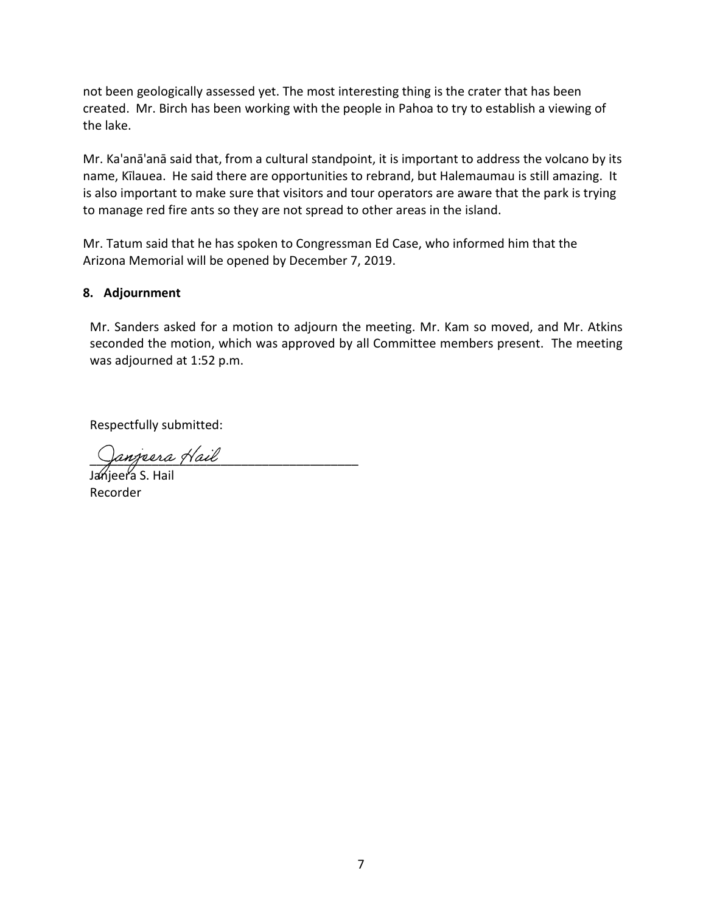not been geologically assessed yet. The most interesting thing is the crater that has been created. Mr. Birch has been working with the people in Pahoa to try to establish a viewing of the lake.

Mr. Ka'anā'anā said that, from a cultural standpoint, it is important to address the volcano by its name, Kīlauea. He said there are opportunities to rebrand, but Halemaumau is still amazing. It is also important to make sure that visitors and tour operators are aware that the park is trying to manage red fire ants so they are not spread to other areas in the island.

Mr. Tatum said that he has spoken to Congressman Ed Case, who informed him that the Arizona Memorial will be opened by December 7, 2019.

**8. Adjournment**

Mr. Sanders asked for a motion to adjourn the meeting. Mr. Kam so moved, and Mr. Atkins seconded the motion, which was approved by all Committee members present. The meeting was adjourned at 1:52 p.m.

Respectfully submitted:

*Janjeera Hail*

Janjeera S. Hail
Recorder